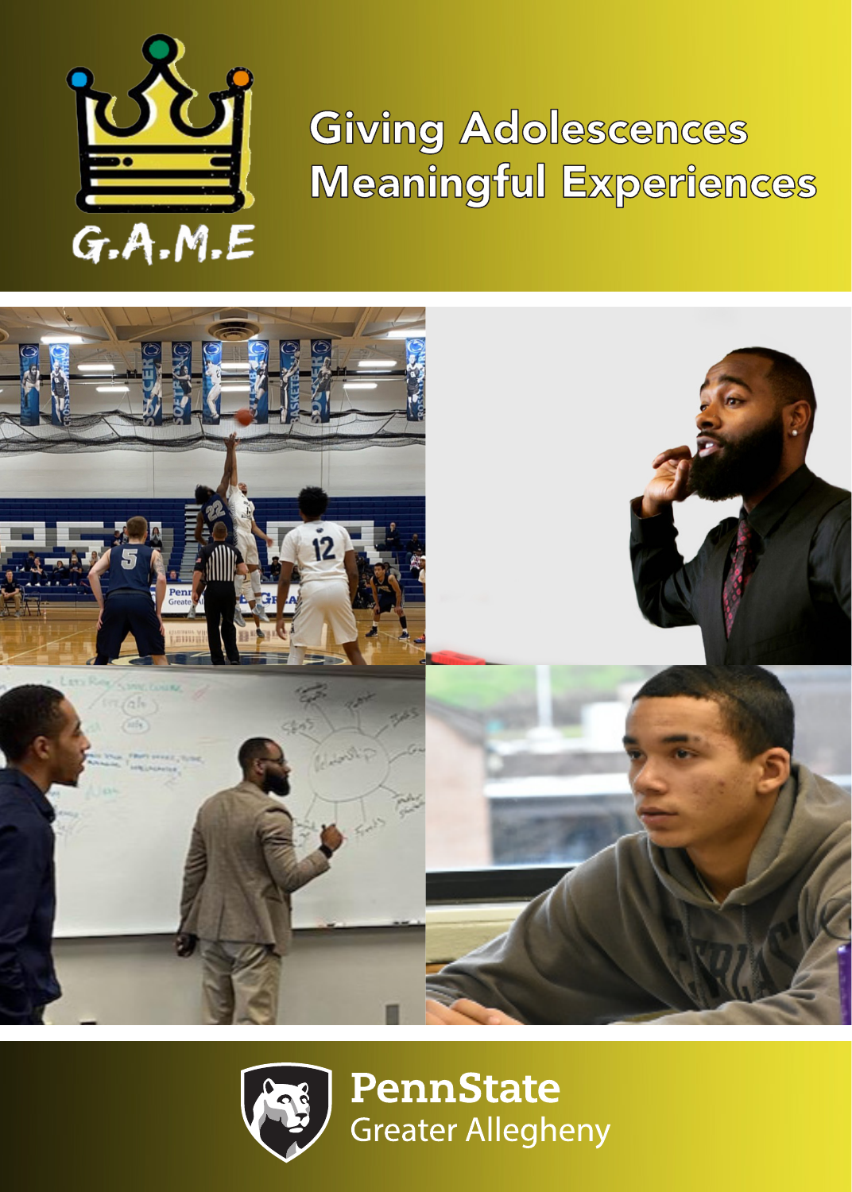G.A.M.E

# Giving Adolescences Meaningful Experiences

PennState
Greater Allegheny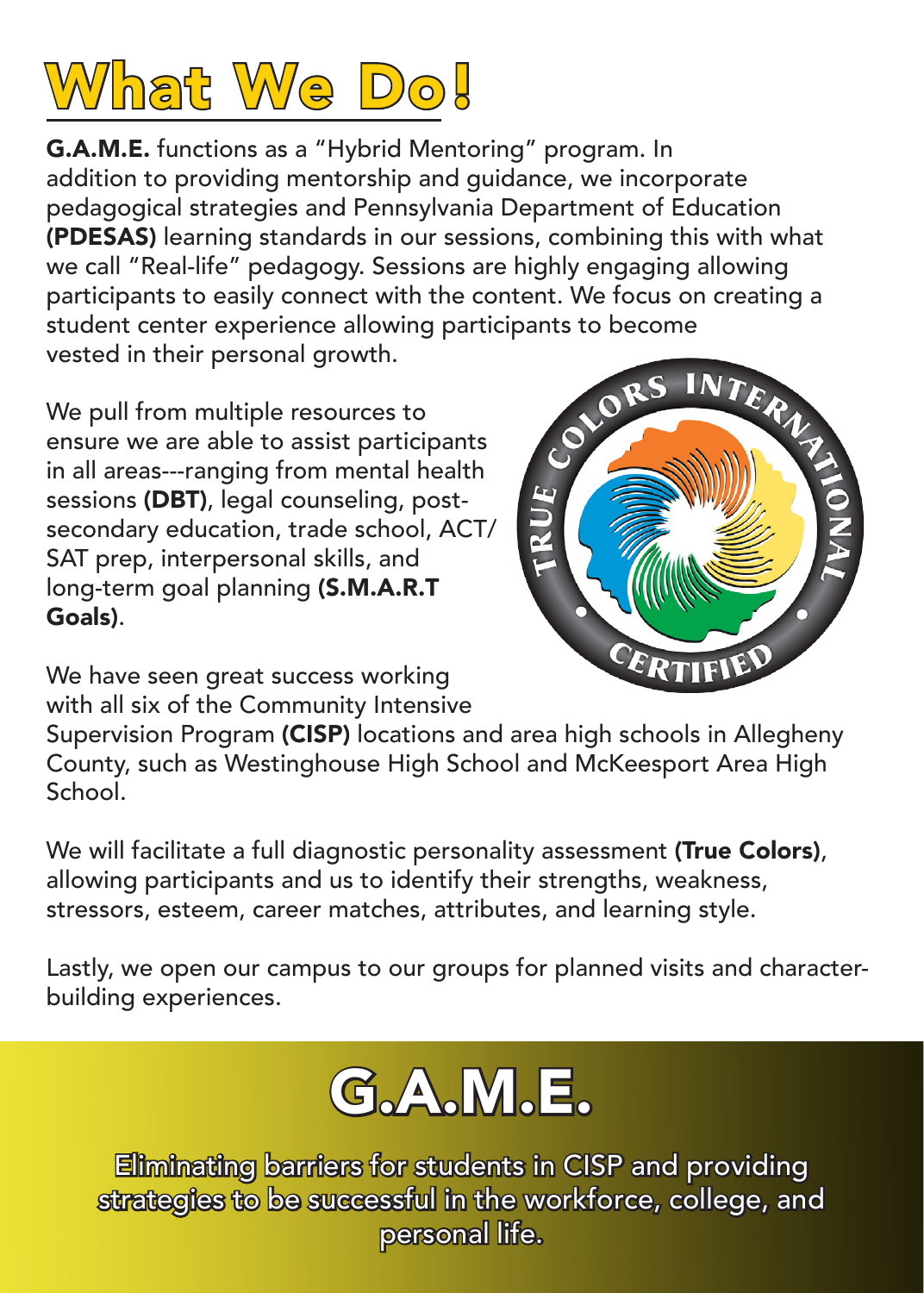# What We Do!

**G.A.M.E.** functions as a "Hybrid Mentoring" program. In addition to providing mentorship and guidance, we incorporate pedagogical strategies and Pennsylvania Department of Education **(PDESAS)** learning standards in our sessions, combining this with what we call "Real-life" pedagogy. Sessions are highly engaging allowing participants to easily connect with the content. We focus on creating a student center experience allowing participants to become vested in their personal growth.

We pull from multiple resources to ensure we are able to assist participants in all areas---ranging from mental health sessions **(DBT)**, legal counseling, post-secondary education, trade school, ACT/SAT prep, interpersonal skills, and long-term goal planning **(S.M.A.R.T Goals)**.

TRUE COLORS INTERNATIONAL CERTIFIED

We have seen great success working with all six of the Community Intensive Supervision Program **(CISP)** locations and area high schools in Allegheny County, such as Westinghouse High School and McKeesport Area High School.

We will facilitate a full diagnostic personality assessment **(True Colors)**, allowing participants and us to identify their strengths, weakness, stressors, esteem, career matches, attributes, and learning style.

Lastly, we open our campus to our groups for planned visits and character-building experiences.

# G.A.M.E.

Eliminating barriers for students in CISP and providing strategies to be successful in the workforce, college, and personal life.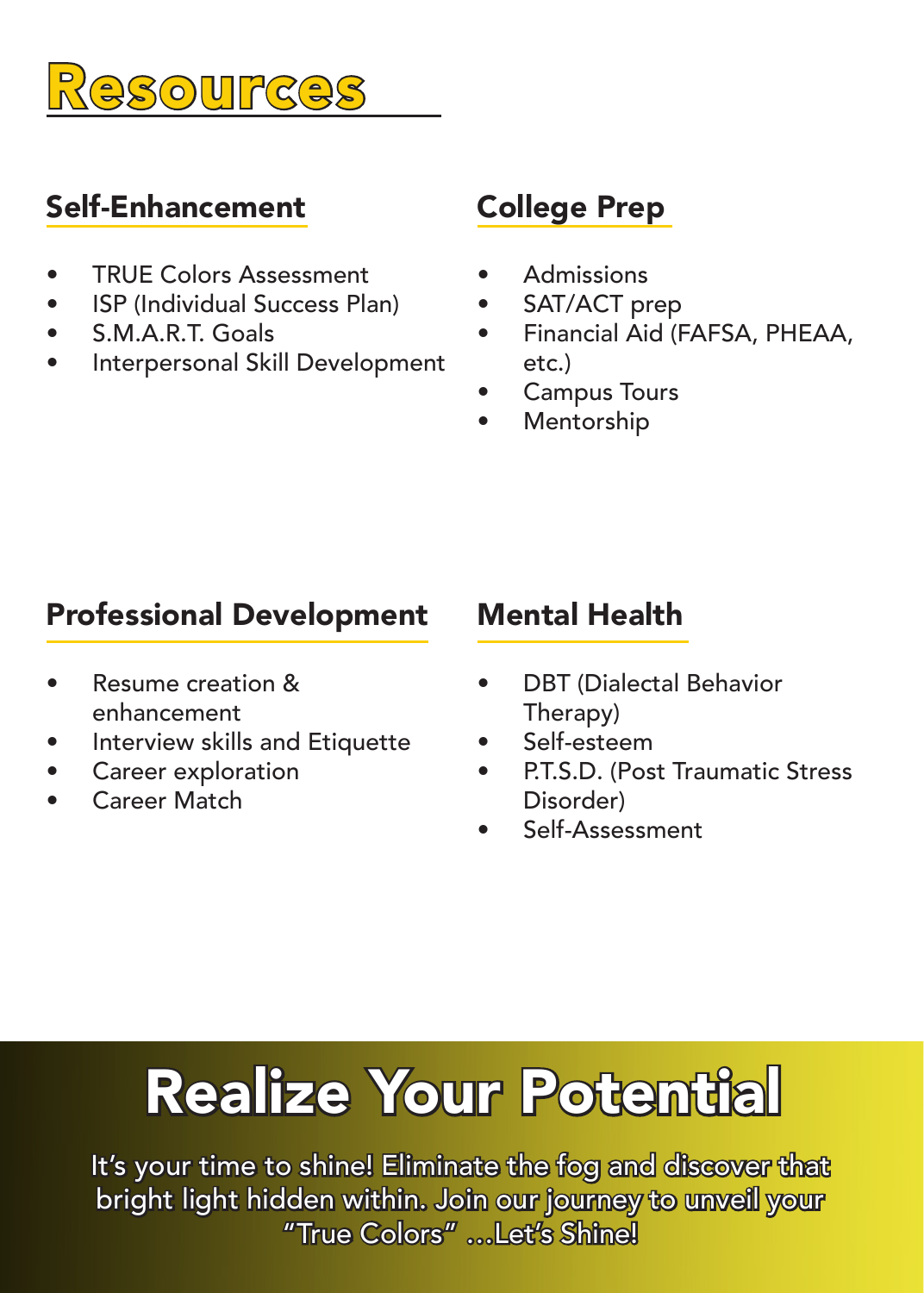# Resources

## Self-Enhancement

- TRUE Colors Assessment
- ISP (Individual Success Plan)
- S.M.A.R.T. Goals
- Interpersonal Skill Development

## College Prep

- Admissions
- SAT/ACT prep
- Financial Aid (FAFSA, PHEAA, etc.)
- Campus Tours
- Mentorship

## Professional Development

- Resume creation & enhancement
- Interview skills and Etiquette
- Career exploration
- Career Match

## Mental Health

- DBT (Dialectal Behavior Therapy)
- Self-esteem
- P.T.S.D. (Post Traumatic Stress Disorder)
- Self-Assessment

# Realize Your Potential

It's your time to shine! Eliminate the fog and discover that bright light hidden within. Join our journey to unveil your "True Colors" ...Let's Shine!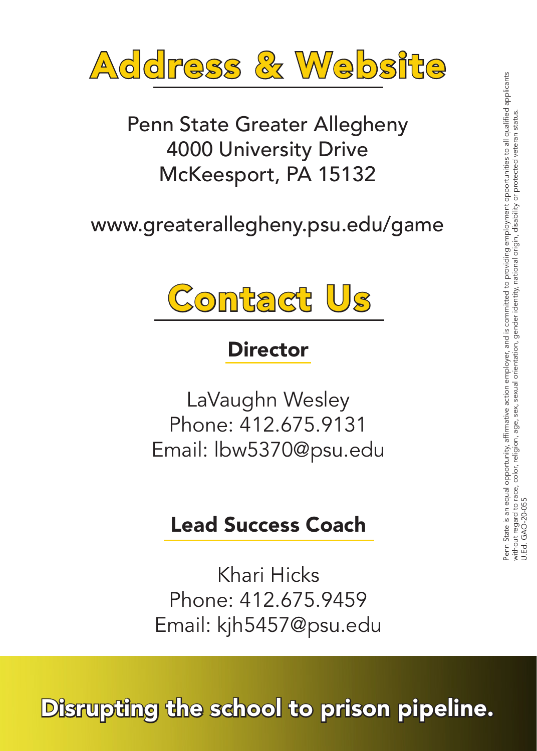# Address & Website

Penn State Greater Allegheny
4000 University Drive
McKeesport, PA 15132

www.greaterallegheny.psu.edu/game

# Contact Us

## Director

LaVaughn Wesley
Phone: 412.675.9131
Email: lbw5370@psu.edu

## Lead Success Coach

Khari Hicks
Phone: 412.675.9459
Email: kjh5457@psu.edu

**Disrupting the school to prison pipeline.**

Penn State is an equal opportunity, affirmative action employer, and is committed to providing employment opportunities to all qualified applicants without regard to race, color, religion, age, sex, sexual orientation, gender identity, national origin, disability or protected veteran status. U.Ed. GAO-20-055